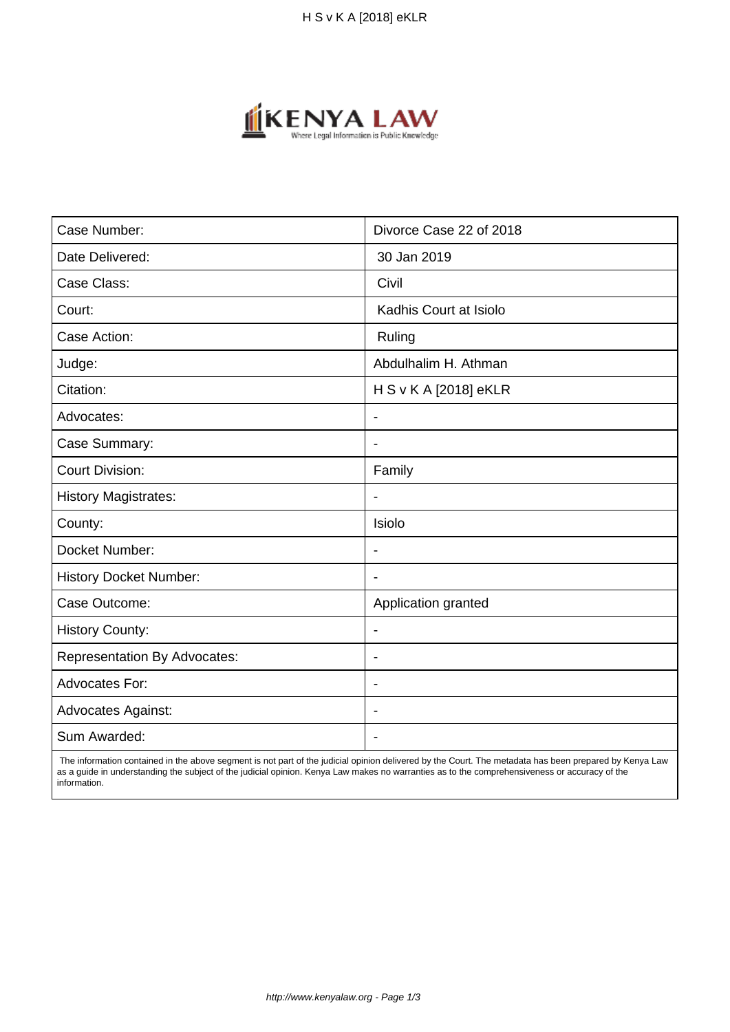| Case Number: | Divorce Case 22 of 2018 |
| --- | --- |
| Date Delivered: | 30 Jan 2019 |
| Case Class: | Civil |
| Court: | Kadhis Court at Isiolo |
| Case Action: | Ruling |
| Judge: | Abdulhalim H. Athman |
| Citation: | H S v K A [2018] eKLR |
| Advocates: | - |
| Case Summary: | - |
| Court Division: | Family |
| History Magistrates: | - |
| County: | Isiolo |
| Docket Number: | - |
| History Docket Number: | - |
| Case Outcome: | Application granted |
| History County: | - |
| Representation By Advocates: | - |
| Advocates For: | - |
| Advocates Against: | - |
| Sum Awarded: | - |

The information contained in the above segment is not part of the judicial opinion delivered by the Court. The metadata has been prepared by Kenya Law as a guide in understanding the subject of the judicial opinion. Kenya Law makes no warranties as to the comprehensiveness or accuracy of the information.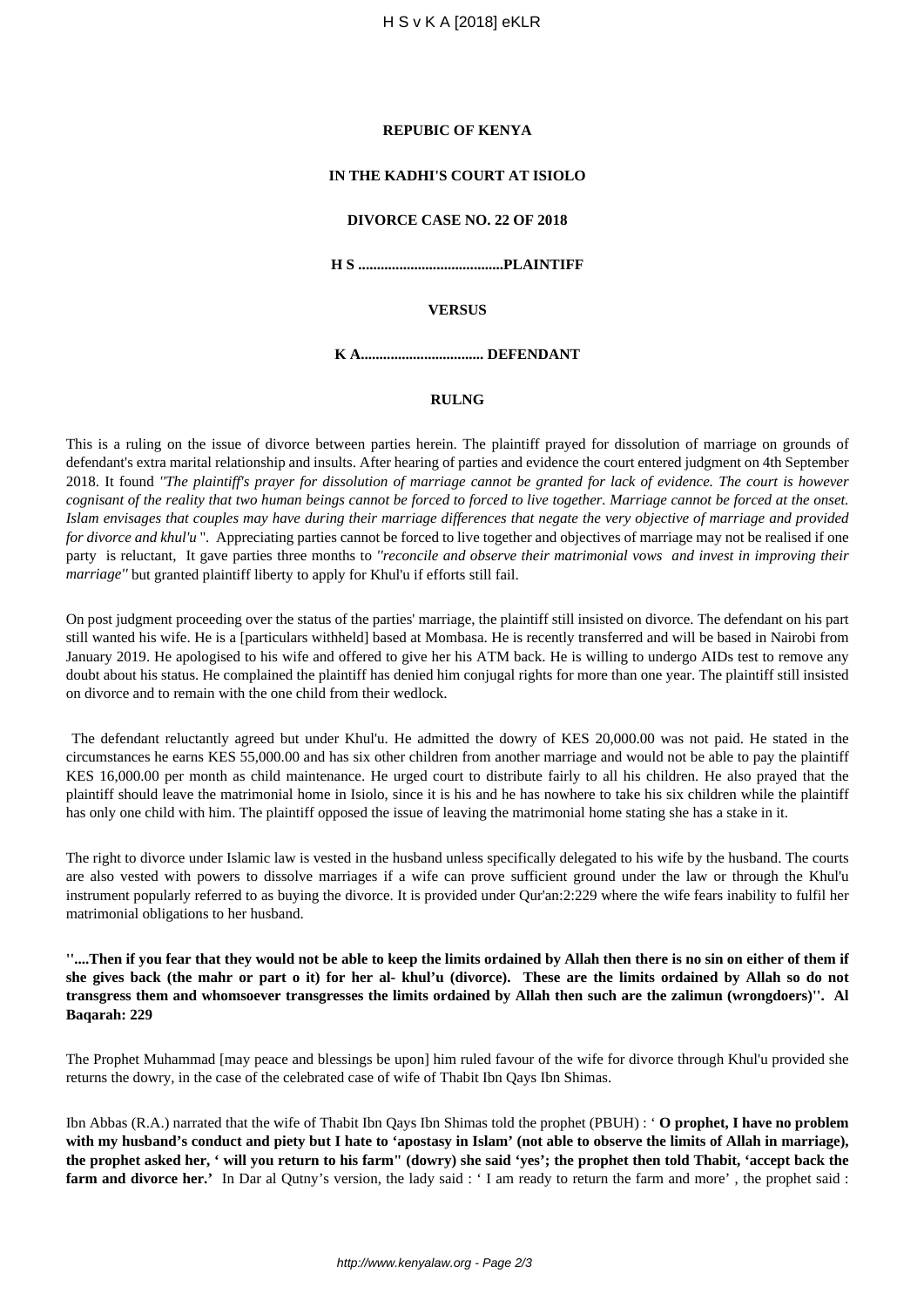**REPUBIC OF KENYA**

**IN THE KADHI'S COURT AT ISIOLO**

**DIVORCE CASE NO. 22 OF 2018**

**H S .......................................PLAINTIFF**

**VERSUS**

**K A................................. DEFENDANT**

**RULNG**

This is a ruling on the issue of divorce between parties herein. The plaintiff prayed for dissolution of marriage on grounds of defendant's extra marital relationship and insults. After hearing of parties and evidence the court entered judgment on 4th September 2018. It found *"The plaintiff's prayer for dissolution of marriage cannot be granted for lack of evidence. The court is however cognisant of the reality that two human beings cannot be forced to forced to live together. Marriage cannot be forced at the onset. Islam envisages that couples may have during their marriage differences that negate the very objective of marriage and provided for divorce and khul'u* ". Appreciating parties cannot be forced to live together and objectives of marriage may not be realised if one party is reluctant, It gave parties three months to *"reconcile and observe their matrimonial vows and invest in improving their marriage"* but granted plaintiff liberty to apply for Khul'u if efforts still fail.

On post judgment proceeding over the status of the parties' marriage, the plaintiff still insisted on divorce. The defendant on his part still wanted his wife. He is a [particulars withheld] based at Mombasa. He is recently transferred and will be based in Nairobi from January 2019. He apologised to his wife and offered to give her his ATM back. He is willing to undergo AIDs test to remove any doubt about his status. He complained the plaintiff has denied him conjugal rights for more than one year. The plaintiff still insisted on divorce and to remain with the one child from their wedlock.

The defendant reluctantly agreed but under Khul'u. He admitted the dowry of KES 20,000.00 was not paid. He stated in the circumstances he earns KES 55,000.00 and has six other children from another marriage and would not be able to pay the plaintiff KES 16,000.00 per month as child maintenance. He urged court to distribute fairly to all his children. He also prayed that the plaintiff should leave the matrimonial home in Isiolo, since it is his and he has nowhere to take his six children while the plaintiff has only one child with him. The plaintiff opposed the issue of leaving the matrimonial home stating she has a stake in it.

The right to divorce under Islamic law is vested in the husband unless specifically delegated to his wife by the husband. The courts are also vested with powers to dissolve marriages if a wife can prove sufficient ground under the law or through the Khul'u instrument popularly referred to as buying the divorce. It is provided under Qur'an:2:229 where the wife fears inability to fulfil her matrimonial obligations to her husband.

**''....Then if you fear that they would not be able to keep the limits ordained by Allah then there is no sin on either of them if she gives back (the mahr or part o it) for her al- khul'u (divorce). These are the limits ordained by Allah so do not transgress them and whomsoever transgresses the limits ordained by Allah then such are the zalimun (wrongdoers)''. Al Baqarah: 229**

The Prophet Muhammad [may peace and blessings be upon] him ruled favour of the wife for divorce through Khul'u provided she returns the dowry, in the case of the celebrated case of wife of Thabit Ibn Qays Ibn Shimas.

Ibn Abbas (R.A.) narrated that the wife of Thabit Ibn Qays Ibn Shimas told the prophet (PBUH) : ' **O prophet, I have no problem with my husband's conduct and piety but I hate to 'apostasy in Islam' (not able to observe the limits of Allah in marriage), the prophet asked her, ' will you return to his farm" (dowry) she said 'yes'; the prophet then told Thabit, 'accept back the farm and divorce her.'** In Dar al Qutny's version, the lady said : ' I am ready to return the farm and more' , the prophet said :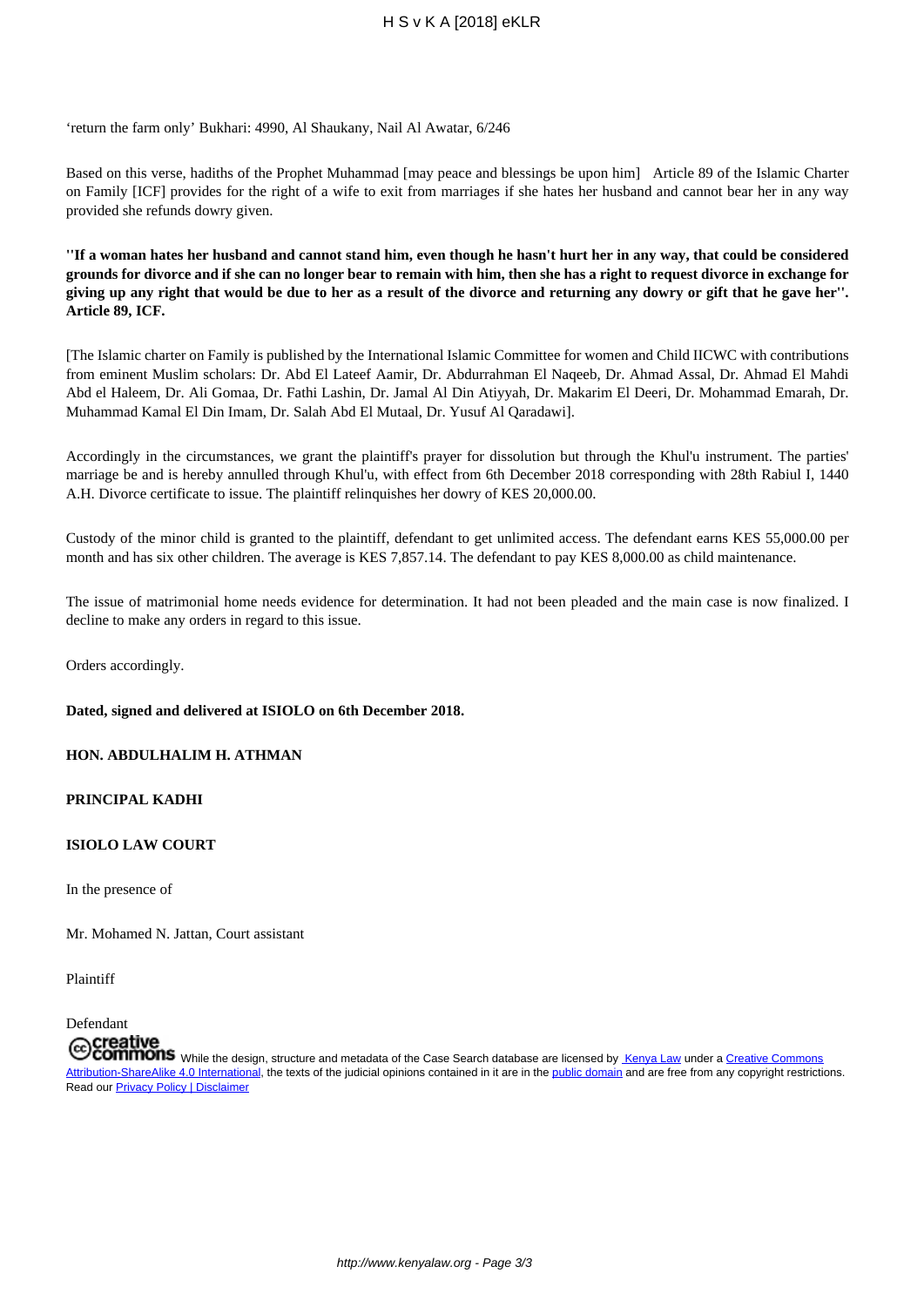'return the farm only' Bukhari: 4990, Al Shaukany, Nail Al Awatar, 6/246

Based on this verse, hadiths of the Prophet Muhammad [may peace and blessings be upon him]   Article 89 of the Islamic Charter on Family [ICF] provides for the right of a wife to exit from marriages if she hates her husband and cannot bear her in any way provided she refunds dowry given.

**''If a woman hates her husband and cannot stand him, even though he hasn't hurt her in any way, that could be considered grounds for divorce and if she can no longer bear to remain with him, then she has a right to request divorce in exchange for giving up any right that would be due to her as a result of the divorce and returning any dowry or gift that he gave her''. Article 89, ICF.**

[The Islamic charter on Family is published by the International Islamic Committee for women and Child IICWC with contributions from eminent Muslim scholars: Dr. Abd El Lateef Aamir, Dr. Abdurrahman El Naqeeb, Dr. Ahmad Assal, Dr. Ahmad El Mahdi Abd el Haleem, Dr. Ali Gomaa, Dr. Fathi Lashin, Dr. Jamal Al Din Atiyyah, Dr. Makarim El Deeri, Dr. Mohammad Emarah, Dr. Muhammad Kamal El Din Imam, Dr. Salah Abd El Mutaal, Dr. Yusuf Al Qaradawi].

Accordingly in the circumstances, we grant the plaintiff's prayer for dissolution but through the Khul'u instrument. The parties' marriage be and is hereby annulled through Khul'u, with effect from 6th December 2018 corresponding with 28th Rabiul I, 1440 A.H. Divorce certificate to issue. The plaintiff relinquishes her dowry of KES 20,000.00.

Custody of the minor child is granted to the plaintiff, defendant to get unlimited access. The defendant earns KES 55,000.00 per month and has six other children. The average is KES 7,857.14. The defendant to pay KES 8,000.00 as child maintenance.

The issue of matrimonial home needs evidence for determination. It had not been pleaded and the main case is now finalized. I decline to make any orders in regard to this issue.

Orders accordingly.

**Dated, signed and delivered at ISIOLO on 6th December 2018.**

**HON. ABDULHALIM H. ATHMAN**

**PRINCIPAL KADHI**

**ISIOLO LAW COURT**

In the presence of

Mr. Mohamed N. Jattan, Court assistant

Plaintiff

Defendant

While the design, structure and metadata of the Case Search database are licensed by Kenya Law under a Creative Commons Attribution-ShareAlike 4.0 International, the texts of the judicial opinions contained in it are in the public domain and are free from any copyright restrictions. Read our Privacy Policy | Disclaimer